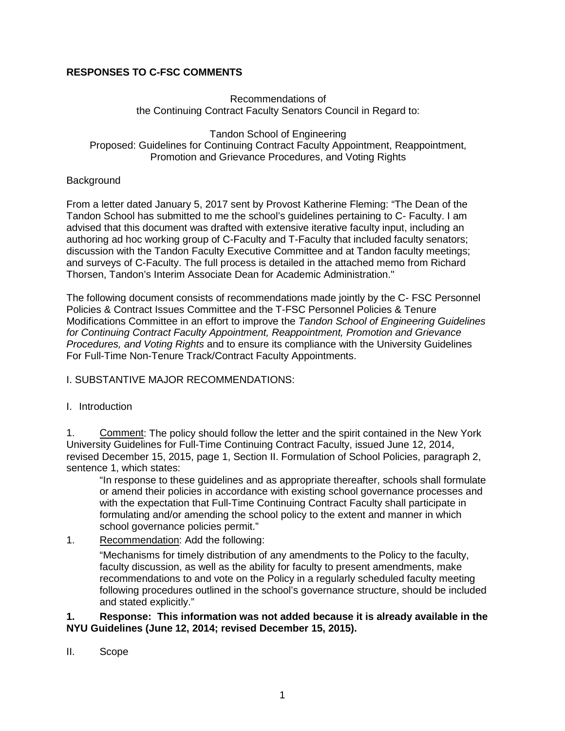**RESPONSES TO C-FSC COMMENTS**

Recommendations of
the Continuing Contract Faculty Senators Council in Regard to:

Tandon School of Engineering
Proposed: Guidelines for Continuing Contract Faculty Appointment, Reappointment, Promotion and Grievance Procedures, and Voting Rights

Background

From a letter dated January 5, 2017 sent by Provost Katherine Fleming: "The Dean of the Tandon School has submitted to me the school's guidelines pertaining to C- Faculty. I am advised that this document was drafted with extensive iterative faculty input, including an authoring ad hoc working group of C-Faculty and T-Faculty that included faculty senators; discussion with the Tandon Faculty Executive Committee and at Tandon faculty meetings; and surveys of C-Faculty. The full process is detailed in the attached memo from Richard Thorsen, Tandon's Interim Associate Dean for Academic Administration."

The following document consists of recommendations made jointly by the C- FSC Personnel Policies & Contract Issues Committee and the T-FSC Personnel Policies & Tenure Modifications Committee in an effort to improve the *Tandon School of Engineering Guidelines for Continuing Contract Faculty Appointment, Reappointment, Promotion and Grievance Procedures, and Voting Rights* and to ensure its compliance with the University Guidelines For Full-Time Non-Tenure Track/Contract Faculty Appointments.

I. SUBSTANTIVE MAJOR RECOMMENDATIONS:

I. Introduction

1. Comment: The policy should follow the letter and the spirit contained in the New York University Guidelines for Full-Time Continuing Contract Faculty, issued June 12, 2014, revised December 15, 2015, page 1, Section II. Formulation of School Policies, paragraph 2, sentence 1, which states:

> "In response to these guidelines and as appropriate thereafter, schools shall formulate or amend their policies in accordance with existing school governance processes and with the expectation that Full-Time Continuing Contract Faculty shall participate in formulating and/or amending the school policy to the extent and manner in which school governance policies permit."

1. Recommendation: Add the following:

> "Mechanisms for timely distribution of any amendments to the Policy to the faculty, faculty discussion, as well as the ability for faculty to present amendments, make recommendations to and vote on the Policy in a regularly scheduled faculty meeting following procedures outlined in the school's governance structure, should be included and stated explicitly."

**1. Response: This information was not added because it is already available in the NYU Guidelines (June 12, 2014; revised December 15, 2015).**

II. Scope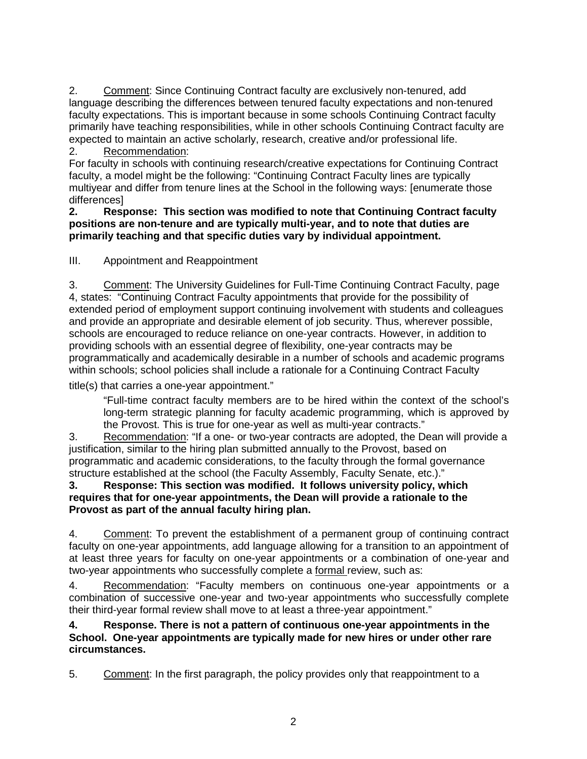2. Comment: Since Continuing Contract faculty are exclusively non-tenured, add language describing the differences between tenured faculty expectations and non-tenured faculty expectations. This is important because in some schools Continuing Contract faculty primarily have teaching responsibilities, while in other schools Continuing Contract faculty are expected to maintain an active scholarly, research, creative and/or professional life.

2. Recommendation:

For faculty in schools with continuing research/creative expectations for Continuing Contract faculty, a model might be the following: "Continuing Contract Faculty lines are typically multiyear and differ from tenure lines at the School in the following ways: [enumerate those differences]

**2. Response: This section was modified to note that Continuing Contract faculty positions are non-tenure and are typically multi-year, and to note that duties are primarily teaching and that specific duties vary by individual appointment.**

## III. Appointment and Reappointment

3. Comment: The University Guidelines for Full-Time Continuing Contract Faculty, page 4, states: "Continuing Contract Faculty appointments that provide for the possibility of extended period of employment support continuing involvement with students and colleagues and provide an appropriate and desirable element of job security. Thus, wherever possible, schools are encouraged to reduce reliance on one-year contracts. However, in addition to providing schools with an essential degree of flexibility, one-year contracts may be programmatically and academically desirable in a number of schools and academic programs within schools; school policies shall include a rationale for a Continuing Contract Faculty title(s) that carries a one-year appointment."

> "Full-time contract faculty members are to be hired within the context of the school's long-term strategic planning for faculty academic programming, which is approved by the Provost. This is true for one-year as well as multi-year contracts."

3. Recommendation: "If a one- or two-year contracts are adopted, the Dean will provide a justification, similar to the hiring plan submitted annually to the Provost, based on programmatic and academic considerations, to the faculty through the formal governance structure established at the school (the Faculty Assembly, Faculty Senate, etc.)."

**3. Response: This section was modified. It follows university policy, which requires that for one-year appointments, the Dean will provide a rationale to the Provost as part of the annual faculty hiring plan.**

4. Comment: To prevent the establishment of a permanent group of continuing contract faculty on one-year appointments, add language allowing for a transition to an appointment of at least three years for faculty on one-year appointments or a combination of one-year and two-year appointments who successfully complete a formal review, such as:

4. Recommendation: "Faculty members on continuous one-year appointments or a combination of successive one-year and two-year appointments who successfully complete their third-year formal review shall move to at least a three-year appointment."

**4. Response. There is not a pattern of continuous one-year appointments in the School. One-year appointments are typically made for new hires or under other rare circumstances.**

5. Comment: In the first paragraph, the policy provides only that reappointment to a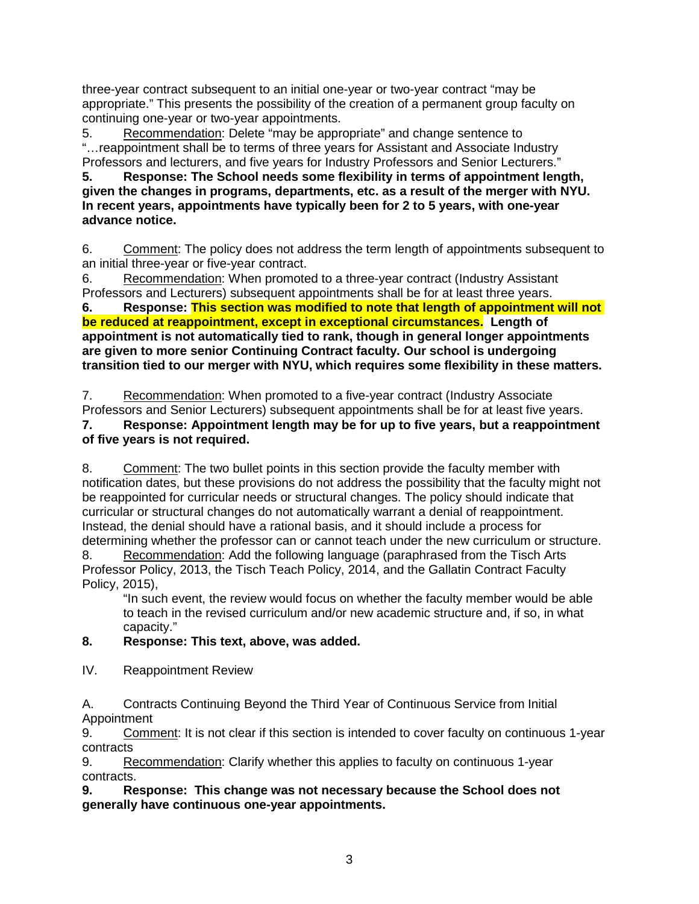three-year contract subsequent to an initial one-year or two-year contract "may be appropriate." This presents the possibility of the creation of a permanent group faculty on continuing one-year or two-year appointments.

5. Recommendation: Delete "may be appropriate" and change sentence to "…reappointment shall be to terms of three years for Assistant and Associate Industry Professors and lecturers, and five years for Industry Professors and Senior Lecturers."

**5. Response: The School needs some flexibility in terms of appointment length, given the changes in programs, departments, etc. as a result of the merger with NYU. In recent years, appointments have typically been for 2 to 5 years, with one-year advance notice.**

6. Comment: The policy does not address the term length of appointments subsequent to an initial three-year or five-year contract.

6. Recommendation: When promoted to a three-year contract (Industry Assistant Professors and Lecturers) subsequent appointments shall be for at least three years.

**6. Response: This section was modified to note that length of appointment will not be reduced at reappointment, except in exceptional circumstances. Length of appointment is not automatically tied to rank, though in general longer appointments are given to more senior Continuing Contract faculty. Our school is undergoing transition tied to our merger with NYU, which requires some flexibility in these matters.**

7. Recommendation: When promoted to a five-year contract (Industry Associate Professors and Senior Lecturers) subsequent appointments shall be for at least five years.

**7. Response: Appointment length may be for up to five years, but a reappointment of five years is not required.**

8. Comment: The two bullet points in this section provide the faculty member with notification dates, but these provisions do not address the possibility that the faculty might not be reappointed for curricular needs or structural changes. The policy should indicate that curricular or structural changes do not automatically warrant a denial of reappointment. Instead, the denial should have a rational basis, and it should include a process for determining whether the professor can or cannot teach under the new curriculum or structure.

8. Recommendation: Add the following language (paraphrased from the Tisch Arts Professor Policy, 2013, the Tisch Teach Policy, 2014, and the Gallatin Contract Faculty Policy, 2015),

> "In such event, the review would focus on whether the faculty member would be able to teach in the revised curriculum and/or new academic structure and, if so, in what capacity."

**8. Response: This text, above, was added.**

IV. Reappointment Review

A. Contracts Continuing Beyond the Third Year of Continuous Service from Initial Appointment

9. Comment: It is not clear if this section is intended to cover faculty on continuous 1-year contracts

9. Recommendation: Clarify whether this applies to faculty on continuous 1-year contracts.

**9. Response: This change was not necessary because the School does not generally have continuous one-year appointments.**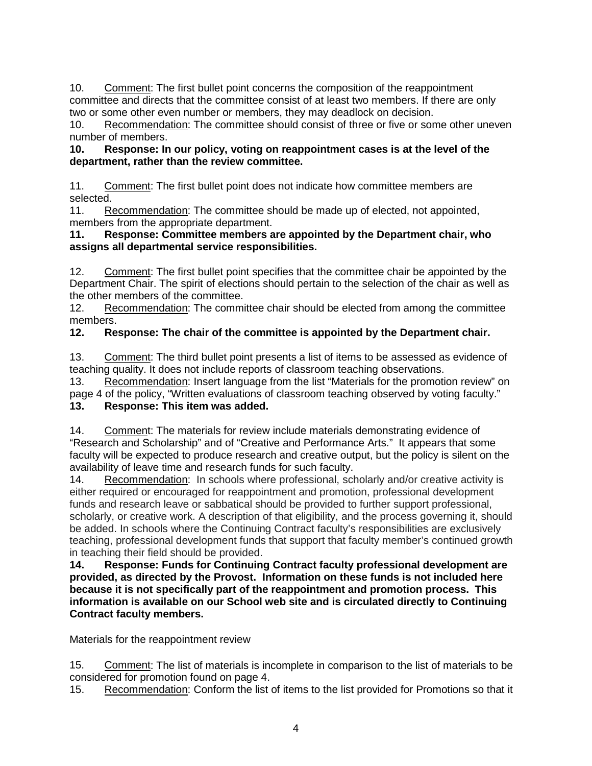10. Comment: The first bullet point concerns the composition of the reappointment committee and directs that the committee consist of at least two members. If there are only two or some other even number or members, they may deadlock on decision.
10. Recommendation: The committee should consist of three or five or some other uneven number of members.
**10. Response: In our policy, voting on reappointment cases is at the level of the department, rather than the review committee.**

11. Comment: The first bullet point does not indicate how committee members are selected.
11. Recommendation: The committee should be made up of elected, not appointed, members from the appropriate department.
**11. Response: Committee members are appointed by the Department chair, who assigns all departmental service responsibilities.**

12. Comment: The first bullet point specifies that the committee chair be appointed by the Department Chair. The spirit of elections should pertain to the selection of the chair as well as the other members of the committee.
12. Recommendation: The committee chair should be elected from among the committee members.
**12. Response: The chair of the committee is appointed by the Department chair.**

13. Comment: The third bullet point presents a list of items to be assessed as evidence of teaching quality. It does not include reports of classroom teaching observations.
13. Recommendation: Insert language from the list "Materials for the promotion review" on page 4 of the policy, "Written evaluations of classroom teaching observed by voting faculty."
**13. Response: This item was added.**

14. Comment: The materials for review include materials demonstrating evidence of "Research and Scholarship" and of "Creative and Performance Arts." It appears that some faculty will be expected to produce research and creative output, but the policy is silent on the availability of leave time and research funds for such faculty.
14. Recommendation: In schools where professional, scholarly and/or creative activity is either required or encouraged for reappointment and promotion, professional development funds and research leave or sabbatical should be provided to further support professional, scholarly, or creative work. A description of that eligibility, and the process governing it, should be added. In schools where the Continuing Contract faculty's responsibilities are exclusively teaching, professional development funds that support that faculty member's continued growth in teaching their field should be provided.
**14. Response: Funds for Continuing Contract faculty professional development are provided, as directed by the Provost. Information on these funds is not included here because it is not specifically part of the reappointment and promotion process. This information is available on our School web site and is circulated directly to Continuing Contract faculty members.**

Materials for the reappointment review

15. Comment: The list of materials is incomplete in comparison to the list of materials to be considered for promotion found on page 4.
15. Recommendation: Conform the list of items to the list provided for Promotions so that it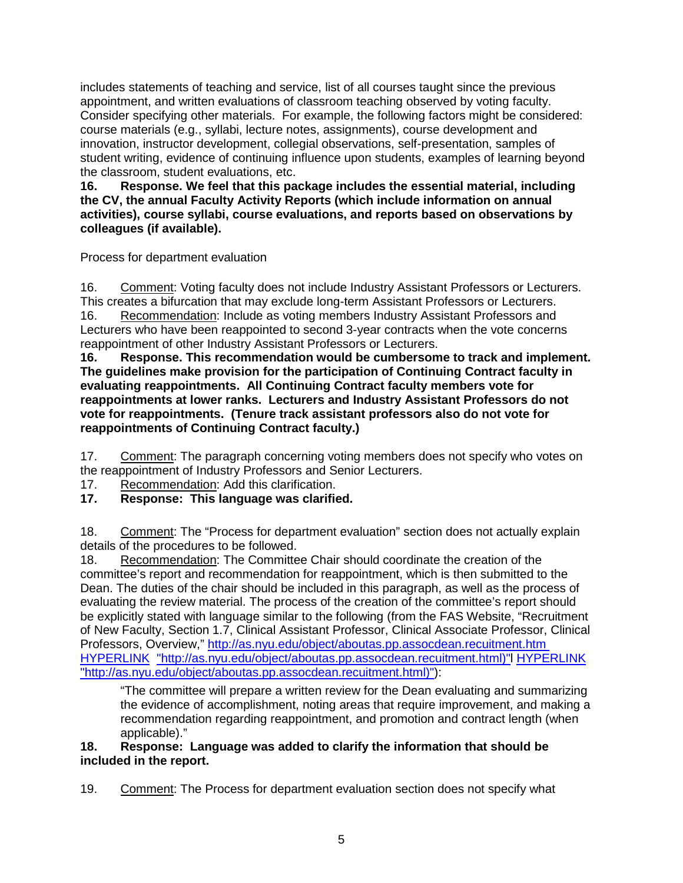includes statements of teaching and service, list of all courses taught since the previous appointment, and written evaluations of classroom teaching observed by voting faculty. Consider specifying other materials. For example, the following factors might be considered: course materials (e.g., syllabi, lecture notes, assignments), course development and innovation, instructor development, collegial observations, self-presentation, samples of student writing, evidence of continuing influence upon students, examples of learning beyond the classroom, student evaluations, etc.

**16. Response. We feel that this package includes the essential material, including the CV, the annual Faculty Activity Reports (which include information on annual activities), course syllabi, course evaluations, and reports based on observations by colleagues (if available).**

Process for department evaluation

16. Comment: Voting faculty does not include Industry Assistant Professors or Lecturers. This creates a bifurcation that may exclude long-term Assistant Professors or Lecturers.
16. Recommendation: Include as voting members Industry Assistant Professors and Lecturers who have been reappointed to second 3-year contracts when the vote concerns reappointment of other Industry Assistant Professors or Lecturers.
**16. Response. This recommendation would be cumbersome to track and implement. The guidelines make provision for the participation of Continuing Contract faculty in evaluating reappointments. All Continuing Contract faculty members vote for reappointments at lower ranks. Lecturers and Industry Assistant Professors do not vote for reappointments. (Tenure track assistant professors also do not vote for reappointments of Continuing Contract faculty.)**

17. Comment: The paragraph concerning voting members does not specify who votes on the reappointment of Industry Professors and Senior Lecturers.
17. Recommendation: Add this clarification.
**17. Response: This language was clarified.**

18. Comment: The "Process for department evaluation" section does not actually explain details of the procedures to be followed.
18. Recommendation: The Committee Chair should coordinate the creation of the committee's report and recommendation for reappointment, which is then submitted to the Dean. The duties of the chair should be included in this paragraph, as well as the process of evaluating the review material. The process of the creation of the committee's report should be explicitly stated with language similar to the following (from the FAS Website, "Recruitment of New Faculty, Section 1.7, Clinical Assistant Professor, Clinical Associate Professor, Clinical Professors, Overview," http://as.nyu.edu/object/aboutas.pp.assocdean.recuitment.htm HYPERLINK "http://as.nyu.edu/object/aboutas.pp.assocdean.recuitment.html)"l HYPERLINK "http://as.nyu.edu/object/aboutas.pp.assocdean.recuitment.html)"):

> "The committee will prepare a written review for the Dean evaluating and summarizing the evidence of accomplishment, noting areas that require improvement, and making a recommendation regarding reappointment, and promotion and contract length (when applicable)."

**18. Response: Language was added to clarify the information that should be included in the report.**

19. Comment: The Process for department evaluation section does not specify what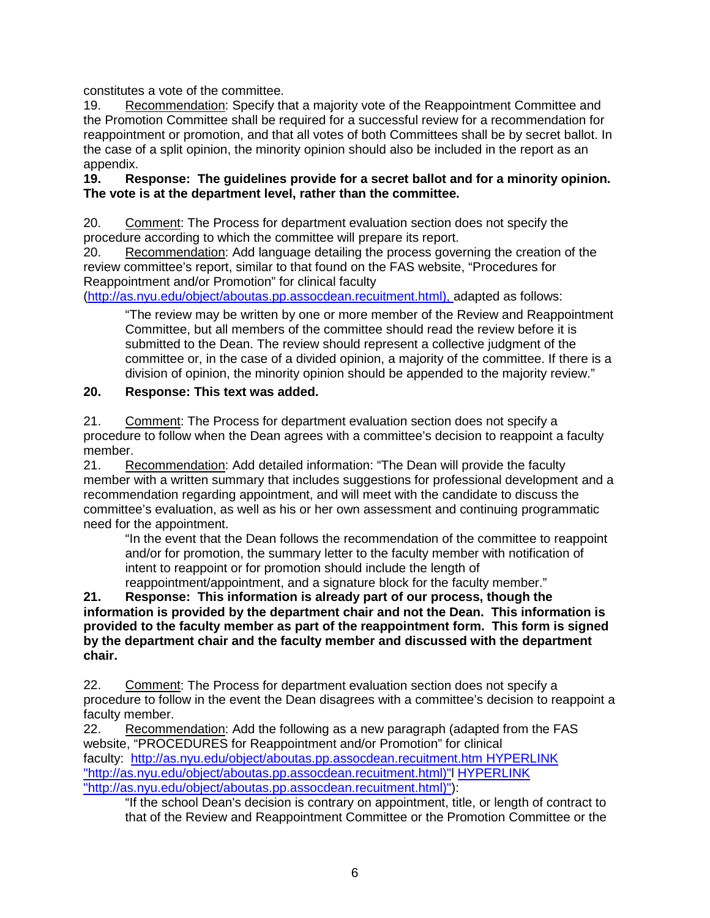constitutes a vote of the committee.

19. Recommendation: Specify that a majority vote of the Reappointment Committee and the Promotion Committee shall be required for a successful review for a recommendation for reappointment or promotion, and that all votes of both Committees shall be by secret ballot. In the case of a split opinion, the minority opinion should also be included in the report as an appendix.

**19. Response: The guidelines provide for a secret ballot and for a minority opinion. The vote is at the department level, rather than the committee.**

20. Comment: The Process for department evaluation section does not specify the procedure according to which the committee will prepare its report.

20. Recommendation: Add language detailing the process governing the creation of the review committee's report, similar to that found on the FAS website, "Procedures for Reappointment and/or Promotion" for clinical faculty (http://as.nyu.edu/object/aboutas.pp.assocdean.recuitment.html), adapted as follows:

> "The review may be written by one or more member of the Review and Reappointment Committee, but all members of the committee should read the review before it is submitted to the Dean. The review should represent a collective judgment of the committee or, in the case of a divided opinion, a majority of the committee. If there is a division of opinion, the minority opinion should be appended to the majority review."

**20. Response: This text was added.**

21. Comment: The Process for department evaluation section does not specify a procedure to follow when the Dean agrees with a committee's decision to reappoint a faculty member.

21. Recommendation: Add detailed information: "The Dean will provide the faculty member with a written summary that includes suggestions for professional development and a recommendation regarding appointment, and will meet with the candidate to discuss the committee's evaluation, as well as his or her own assessment and continuing programmatic need for the appointment.

> "In the event that the Dean follows the recommendation of the committee to reappoint and/or for promotion, the summary letter to the faculty member with notification of intent to reappoint or for promotion should include the length of reappointment/appointment, and a signature block for the faculty member."

**21. Response: This information is already part of our process, though the information is provided by the department chair and not the Dean. This information is provided to the faculty member as part of the reappointment form. This form is signed by the department chair and the faculty member and discussed with the department chair.**

22. Comment: The Process for department evaluation section does not specify a procedure to follow in the event the Dean disagrees with a committee's decision to reappoint a faculty member.

22. Recommendation: Add the following as a new paragraph (adapted from the FAS website, "PROCEDURES for Reappointment and/or Promotion" for clinical faculty: http://as.nyu.edu/object/aboutas.pp.assocdean.recuitment.htm HYPERLINK "http://as.nyu.edu/object/aboutas.pp.assocdean.recuitment.html)"l HYPERLINK "http://as.nyu.edu/object/aboutas.pp.assocdean.recuitment.html)"):

> "If the school Dean's decision is contrary on appointment, title, or length of contract to that of the Review and Reappointment Committee or the Promotion Committee or the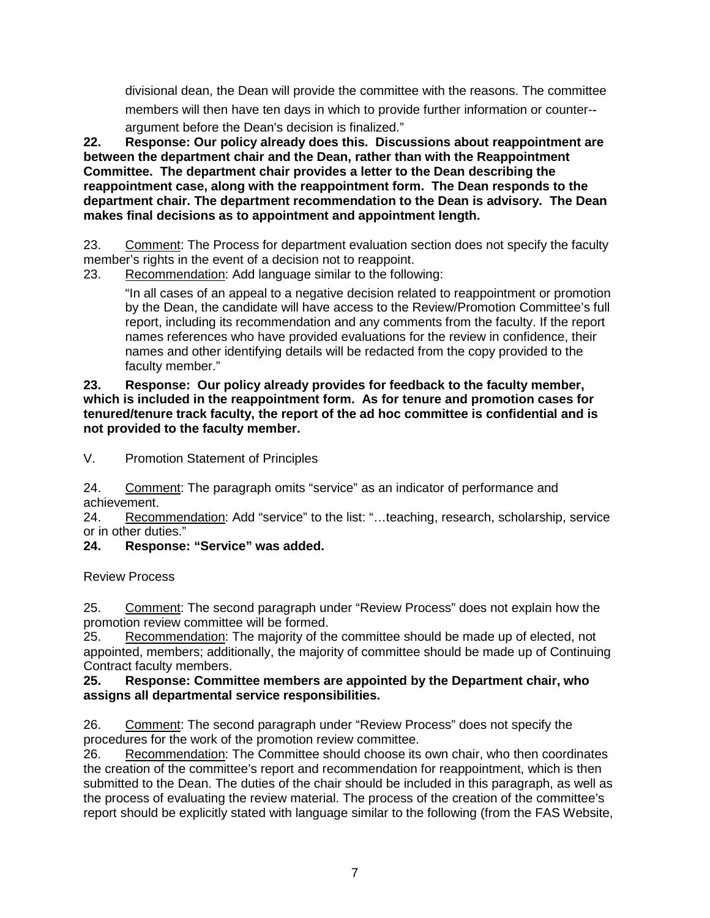> divisional dean, the Dean will provide the committee with the reasons. The committee members will then have ten days in which to provide further information or counter--argument before the Dean's decision is finalized."

**22. Response: Our policy already does this. Discussions about reappointment are between the department chair and the Dean, rather than with the Reappointment Committee. The department chair provides a letter to the Dean describing the reappointment case, along with the reappointment form. The Dean responds to the department chair. The department recommendation to the Dean is advisory. The Dean makes final decisions as to appointment and appointment length.**

23. Comment: The Process for department evaluation section does not specify the faculty member's rights in the event of a decision not to reappoint.

23. Recommendation: Add language similar to the following:

> "In all cases of an appeal to a negative decision related to reappointment or promotion by the Dean, the candidate will have access to the Review/Promotion Committee's full report, including its recommendation and any comments from the faculty. If the report names references who have provided evaluations for the review in confidence, their names and other identifying details will be redacted from the copy provided to the faculty member."

**23. Response: Our policy already provides for feedback to the faculty member, which is included in the reappointment form. As for tenure and promotion cases for tenured/tenure track faculty, the report of the ad hoc committee is confidential and is not provided to the faculty member.**

V. Promotion Statement of Principles

24. Comment: The paragraph omits "service" as an indicator of performance and achievement.

24. Recommendation: Add "service" to the list: "…teaching, research, scholarship, service or in other duties."

**24. Response: "Service" was added.**

Review Process

25. Comment: The second paragraph under "Review Process" does not explain how the promotion review committee will be formed.

25. Recommendation: The majority of the committee should be made up of elected, not appointed, members; additionally, the majority of committee should be made up of Continuing Contract faculty members.

**25. Response: Committee members are appointed by the Department chair, who assigns all departmental service responsibilities.**

26. Comment: The second paragraph under "Review Process" does not specify the procedures for the work of the promotion review committee.

26. Recommendation: The Committee should choose its own chair, who then coordinates the creation of the committee's report and recommendation for reappointment, which is then submitted to the Dean. The duties of the chair should be included in this paragraph, as well as the process of evaluating the review material. The process of the creation of the committee's report should be explicitly stated with language similar to the following (from the FAS Website,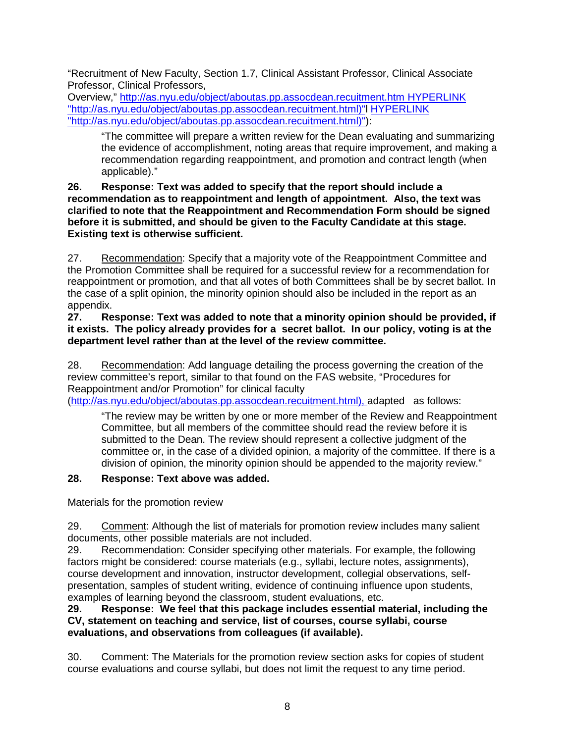"Recruitment of New Faculty, Section 1.7, Clinical Assistant Professor, Clinical Associate Professor, Clinical Professors, Overview," http://as.nyu.edu/object/aboutas.pp.assocdean.recuitment.htm HYPERLINK "http://as.nyu.edu/object/aboutas.pp.assocdean.recuitment.html)"l HYPERLINK "http://as.nyu.edu/object/aboutas.pp.assocdean.recuitment.html)"):

> "The committee will prepare a written review for the Dean evaluating and summarizing the evidence of accomplishment, noting areas that require improvement, and making a recommendation regarding reappointment, and promotion and contract length (when applicable)."

**26. Response: Text was added to specify that the report should include a recommendation as to reappointment and length of appointment. Also, the text was clarified to note that the Reappointment and Recommendation Form should be signed before it is submitted, and should be given to the Faculty Candidate at this stage. Existing text is otherwise sufficient.**

27. Recommendation: Specify that a majority vote of the Reappointment Committee and the Promotion Committee shall be required for a successful review for a recommendation for reappointment or promotion, and that all votes of both Committees shall be by secret ballot. In the case of a split opinion, the minority opinion should also be included in the report as an appendix.

**27. Response: Text was added to note that a minority opinion should be provided, if it exists. The policy already provides for a secret ballot. In our policy, voting is at the department level rather than at the level of the review committee.**

28. Recommendation: Add language detailing the process governing the creation of the review committee's report, similar to that found on the FAS website, "Procedures for Reappointment and/or Promotion" for clinical faculty (http://as.nyu.edu/object/aboutas.pp.assocdean.recuitment.html), adapted as follows:

> "The review may be written by one or more member of the Review and Reappointment Committee, but all members of the committee should read the review before it is submitted to the Dean. The review should represent a collective judgment of the committee or, in the case of a divided opinion, a majority of the committee. If there is a division of opinion, the minority opinion should be appended to the majority review."

**28. Response: Text above was added.**

Materials for the promotion review

29. Comment: Although the list of materials for promotion review includes many salient documents, other possible materials are not included.

29. Recommendation: Consider specifying other materials. For example, the following factors might be considered: course materials (e.g., syllabi, lecture notes, assignments), course development and innovation, instructor development, collegial observations, self-presentation, samples of student writing, evidence of continuing influence upon students, examples of learning beyond the classroom, student evaluations, etc.

**29. Response: We feel that this package includes essential material, including the CV, statement on teaching and service, list of courses, course syllabi, course evaluations, and observations from colleagues (if available).**

30. Comment: The Materials for the promotion review section asks for copies of student course evaluations and course syllabi, but does not limit the request to any time period.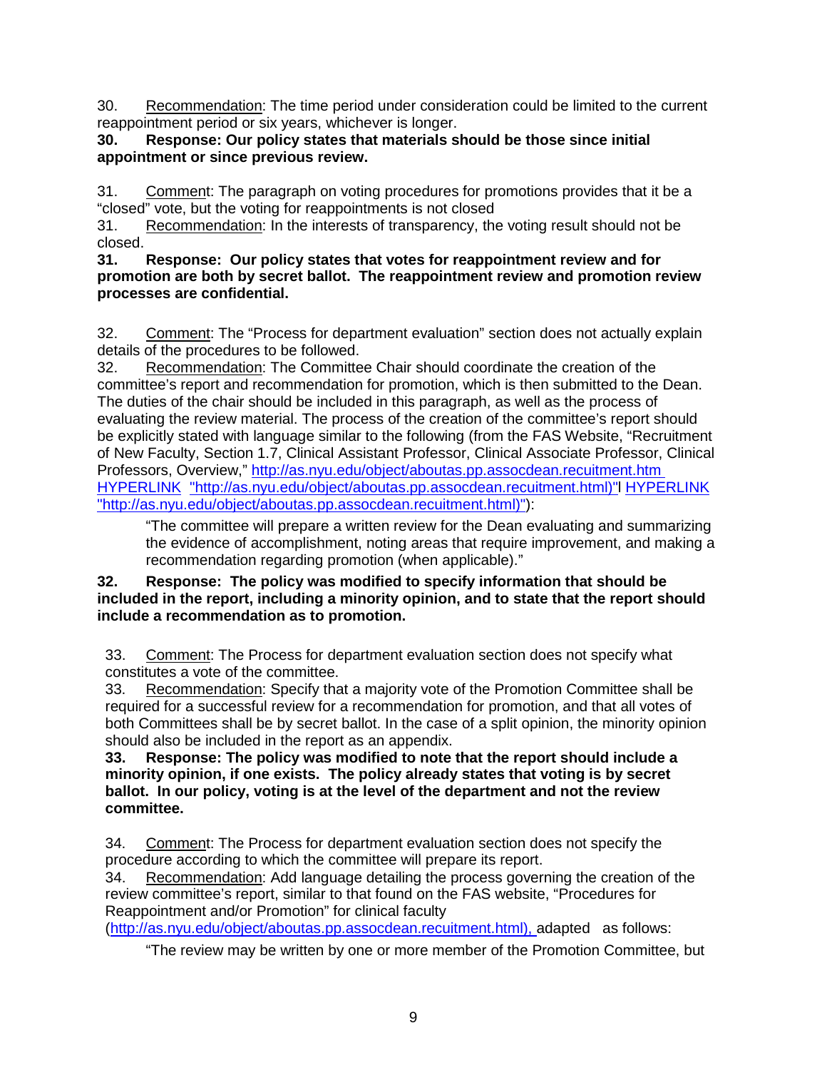30. Recommendation: The time period under consideration could be limited to the current reappointment period or six years, whichever is longer.

**30. Response: Our policy states that materials should be those since initial appointment or since previous review.**

31. Comment: The paragraph on voting procedures for promotions provides that it be a "closed" vote, but the voting for reappointments is not closed

31. Recommendation: In the interests of transparency, the voting result should not be closed.

**31. Response: Our policy states that votes for reappointment review and for promotion are both by secret ballot. The reappointment review and promotion review processes are confidential.**

32. Comment: The "Process for department evaluation" section does not actually explain details of the procedures to be followed.

32. Recommendation: The Committee Chair should coordinate the creation of the committee's report and recommendation for promotion, which is then submitted to the Dean. The duties of the chair should be included in this paragraph, as well as the process of evaluating the review material. The process of the creation of the committee's report should be explicitly stated with language similar to the following (from the FAS Website, "Recruitment of New Faculty, Section 1.7, Clinical Assistant Professor, Clinical Associate Professor, Clinical Professors, Overview," http://as.nyu.edu/object/aboutas.pp.assocdean.recuitment.htm HYPERLINK "http://as.nyu.edu/object/aboutas.pp.assocdean.recuitment.html)"l HYPERLINK "http://as.nyu.edu/object/aboutas.pp.assocdean.recuitment.html)"):

> "The committee will prepare a written review for the Dean evaluating and summarizing the evidence of accomplishment, noting areas that require improvement, and making a recommendation regarding promotion (when applicable)."

**32. Response: The policy was modified to specify information that should be included in the report, including a minority opinion, and to state that the report should include a recommendation as to promotion.**

33. Comment: The Process for department evaluation section does not specify what constitutes a vote of the committee.

33. Recommendation: Specify that a majority vote of the Promotion Committee shall be required for a successful review for a recommendation for promotion, and that all votes of both Committees shall be by secret ballot. In the case of a split opinion, the minority opinion should also be included in the report as an appendix.

**33. Response: The policy was modified to note that the report should include a minority opinion, if one exists. The policy already states that voting is by secret ballot. In our policy, voting is at the level of the department and not the review committee.**

34. Comment: The Process for department evaluation section does not specify the procedure according to which the committee will prepare its report.

34. Recommendation: Add language detailing the process governing the creation of the review committee's report, similar to that found on the FAS website, "Procedures for Reappointment and/or Promotion" for clinical faculty (http://as.nyu.edu/object/aboutas.pp.assocdean.recuitment.html), adapted as follows:

> "The review may be written by one or more member of the Promotion Committee, but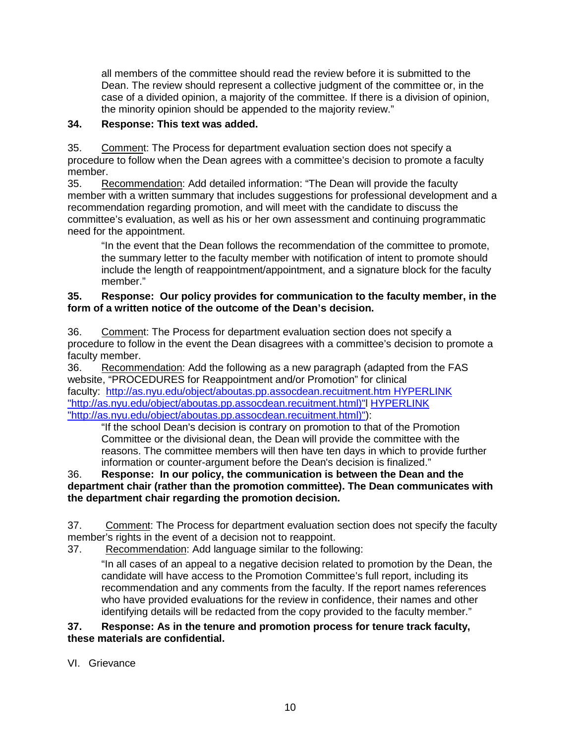all members of the committee should read the review before it is submitted to the Dean. The review should represent a collective judgment of the committee or, in the case of a divided opinion, a majority of the committee. If there is a division of opinion, the minority opinion should be appended to the majority review."

**34. Response: This text was added.**

35. Comment: The Process for department evaluation section does not specify a procedure to follow when the Dean agrees with a committee's decision to promote a faculty member.

35. Recommendation: Add detailed information: "The Dean will provide the faculty member with a written summary that includes suggestions for professional development and a recommendation regarding promotion, and will meet with the candidate to discuss the committee's evaluation, as well as his or her own assessment and continuing programmatic need for the appointment.

> "In the event that the Dean follows the recommendation of the committee to promote, the summary letter to the faculty member with notification of intent to promote should include the length of reappointment/appointment, and a signature block for the faculty member."

**35. Response: Our policy provides for communication to the faculty member, in the form of a written notice of the outcome of the Dean's decision.**

36. Comment: The Process for department evaluation section does not specify a procedure to follow in the event the Dean disagrees with a committee's decision to promote a faculty member.

36. Recommendation: Add the following as a new paragraph (adapted from the FAS website, "PROCEDURES for Reappointment and/or Promotion" for clinical faculty: http://as.nyu.edu/object/aboutas.pp.assocdean.recuitment.htm HYPERLINK "http://as.nyu.edu/object/aboutas.pp.assocdean.recuitment.html)"l HYPERLINK "http://as.nyu.edu/object/aboutas.pp.assocdean.recuitment.html)"):

> "If the school Dean's decision is contrary on promotion to that of the Promotion Committee or the divisional dean, the Dean will provide the committee with the reasons. The committee members will then have ten days in which to provide further information or counter-argument before the Dean's decision is finalized."

36. **Response: In our policy, the communication is between the Dean and the department chair (rather than the promotion committee). The Dean communicates with the department chair regarding the promotion decision.**

37. Comment: The Process for department evaluation section does not specify the faculty member's rights in the event of a decision not to reappoint.

37. Recommendation: Add language similar to the following:

> "In all cases of an appeal to a negative decision related to promotion by the Dean, the candidate will have access to the Promotion Committee's full report, including its recommendation and any comments from the faculty. If the report names references who have provided evaluations for the review in confidence, their names and other identifying details will be redacted from the copy provided to the faculty member."

**37. Response: As in the tenure and promotion process for tenure track faculty, these materials are confidential.**

VI. Grievance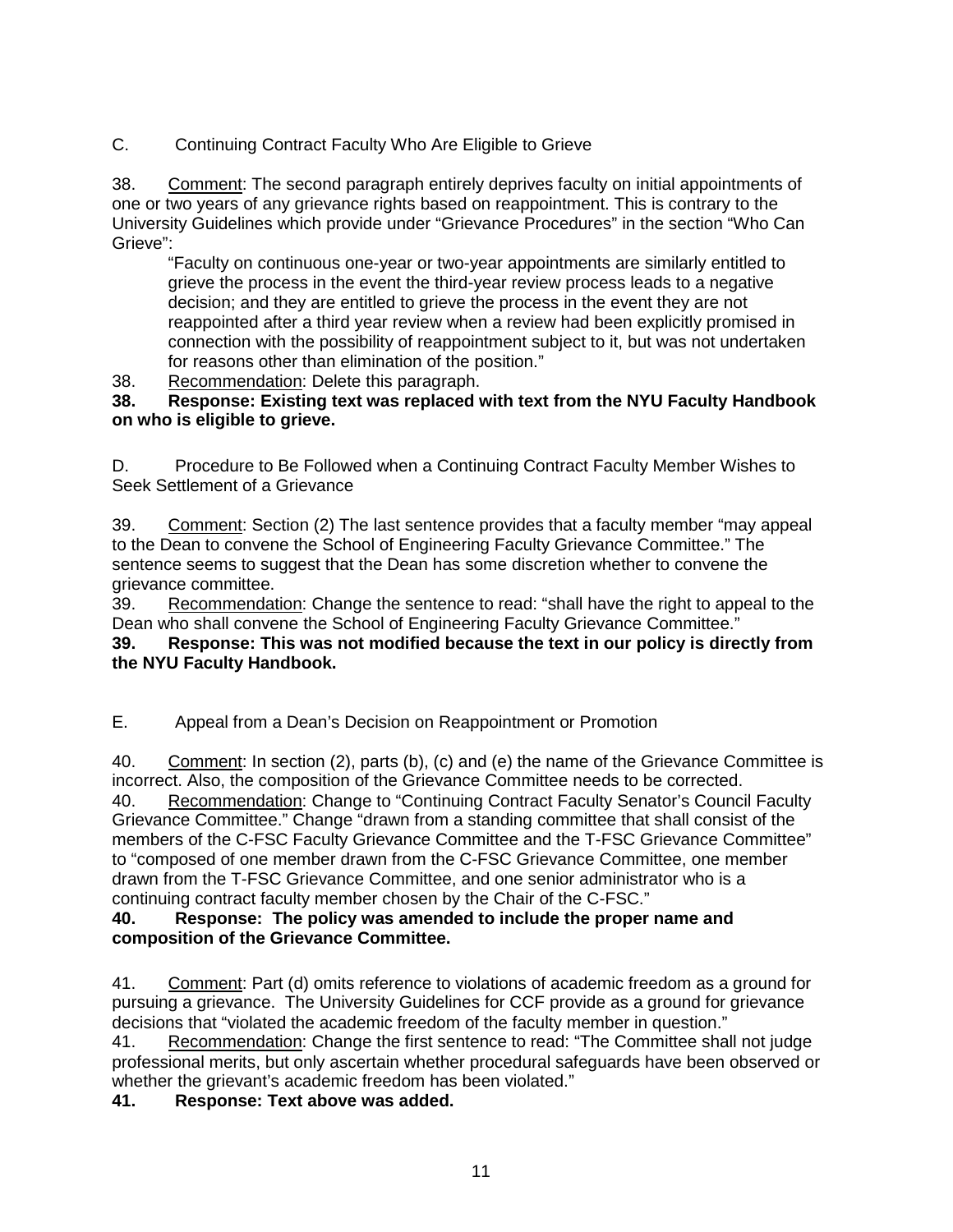C. Continuing Contract Faculty Who Are Eligible to Grieve

38. Comment: The second paragraph entirely deprives faculty on initial appointments of one or two years of any grievance rights based on reappointment. This is contrary to the University Guidelines which provide under "Grievance Procedures" in the section "Who Can Grieve":

> "Faculty on continuous one-year or two-year appointments are similarly entitled to grieve the process in the event the third-year review process leads to a negative decision; and they are entitled to grieve the process in the event they are not reappointed after a third year review when a review had been explicitly promised in connection with the possibility of reappointment subject to it, but was not undertaken for reasons other than elimination of the position."

38. Recommendation: Delete this paragraph.

**38. Response: Existing text was replaced with text from the NYU Faculty Handbook on who is eligible to grieve.**

D. Procedure to Be Followed when a Continuing Contract Faculty Member Wishes to Seek Settlement of a Grievance

39. Comment: Section (2) The last sentence provides that a faculty member "may appeal to the Dean to convene the School of Engineering Faculty Grievance Committee." The sentence seems to suggest that the Dean has some discretion whether to convene the grievance committee.

39. Recommendation: Change the sentence to read: "shall have the right to appeal to the Dean who shall convene the School of Engineering Faculty Grievance Committee."

**39. Response: This was not modified because the text in our policy is directly from the NYU Faculty Handbook.**

E. Appeal from a Dean's Decision on Reappointment or Promotion

40. Comment: In section (2), parts (b), (c) and (e) the name of the Grievance Committee is incorrect. Also, the composition of the Grievance Committee needs to be corrected.

40. Recommendation: Change to "Continuing Contract Faculty Senator's Council Faculty Grievance Committee." Change "drawn from a standing committee that shall consist of the members of the C-FSC Faculty Grievance Committee and the T-FSC Grievance Committee" to "composed of one member drawn from the C-FSC Grievance Committee, one member drawn from the T-FSC Grievance Committee, and one senior administrator who is a continuing contract faculty member chosen by the Chair of the C-FSC."

**40. Response: The policy was amended to include the proper name and composition of the Grievance Committee.**

41. Comment: Part (d) omits reference to violations of academic freedom as a ground for pursuing a grievance. The University Guidelines for CCF provide as a ground for grievance decisions that "violated the academic freedom of the faculty member in question."

41. Recommendation: Change the first sentence to read: "The Committee shall not judge professional merits, but only ascertain whether procedural safeguards have been observed or whether the grievant's academic freedom has been violated."

**41. Response: Text above was added.**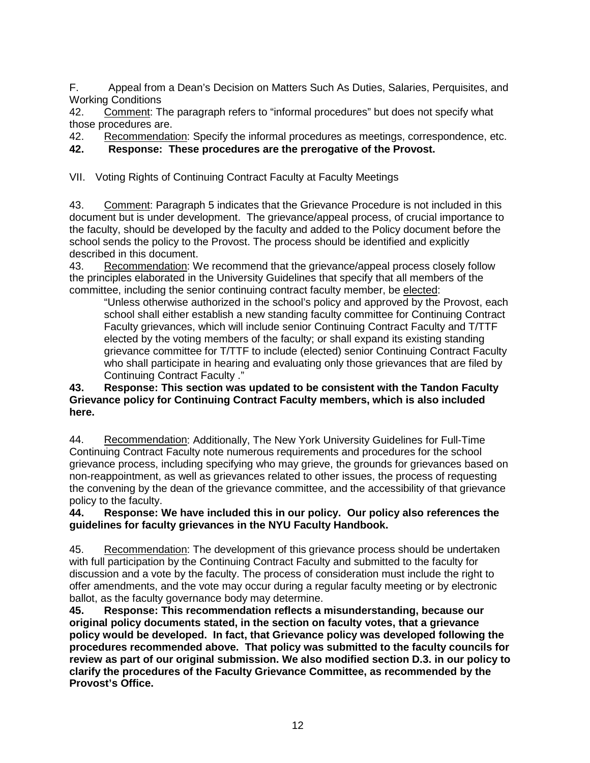F. Appeal from a Dean's Decision on Matters Such As Duties, Salaries, Perquisites, and Working Conditions

42. Comment: The paragraph refers to "informal procedures" but does not specify what those procedures are.

42. Recommendation: Specify the informal procedures as meetings, correspondence, etc.

**42. Response: These procedures are the prerogative of the Provost.**

VII. Voting Rights of Continuing Contract Faculty at Faculty Meetings

43. Comment: Paragraph 5 indicates that the Grievance Procedure is not included in this document but is under development. The grievance/appeal process, of crucial importance to the faculty, should be developed by the faculty and added to the Policy document before the school sends the policy to the Provost. The process should be identified and explicitly described in this document.

43. Recommendation: We recommend that the grievance/appeal process closely follow the principles elaborated in the University Guidelines that specify that all members of the committee, including the senior continuing contract faculty member, be elected:

> "Unless otherwise authorized in the school's policy and approved by the Provost, each school shall either establish a new standing faculty committee for Continuing Contract Faculty grievances, which will include senior Continuing Contract Faculty and T/TTF elected by the voting members of the faculty; or shall expand its existing standing grievance committee for T/TTF to include (elected) senior Continuing Contract Faculty who shall participate in hearing and evaluating only those grievances that are filed by Continuing Contract Faculty ."

**43. Response: This section was updated to be consistent with the Tandon Faculty Grievance policy for Continuing Contract Faculty members, which is also included here.**

44. Recommendation: Additionally, The New York University Guidelines for Full-Time Continuing Contract Faculty note numerous requirements and procedures for the school grievance process, including specifying who may grieve, the grounds for grievances based on non-reappointment, as well as grievances related to other issues, the process of requesting the convening by the dean of the grievance committee, and the accessibility of that grievance policy to the faculty.

**44. Response: We have included this in our policy. Our policy also references the guidelines for faculty grievances in the NYU Faculty Handbook.**

45. Recommendation: The development of this grievance process should be undertaken with full participation by the Continuing Contract Faculty and submitted to the faculty for discussion and a vote by the faculty. The process of consideration must include the right to offer amendments, and the vote may occur during a regular faculty meeting or by electronic ballot, as the faculty governance body may determine.

**45. Response: This recommendation reflects a misunderstanding, because our original policy documents stated, in the section on faculty votes, that a grievance policy would be developed. In fact, that Grievance policy was developed following the procedures recommended above. That policy was submitted to the faculty councils for review as part of our original submission. We also modified section D.3. in our policy to clarify the procedures of the Faculty Grievance Committee, as recommended by the Provost's Office.**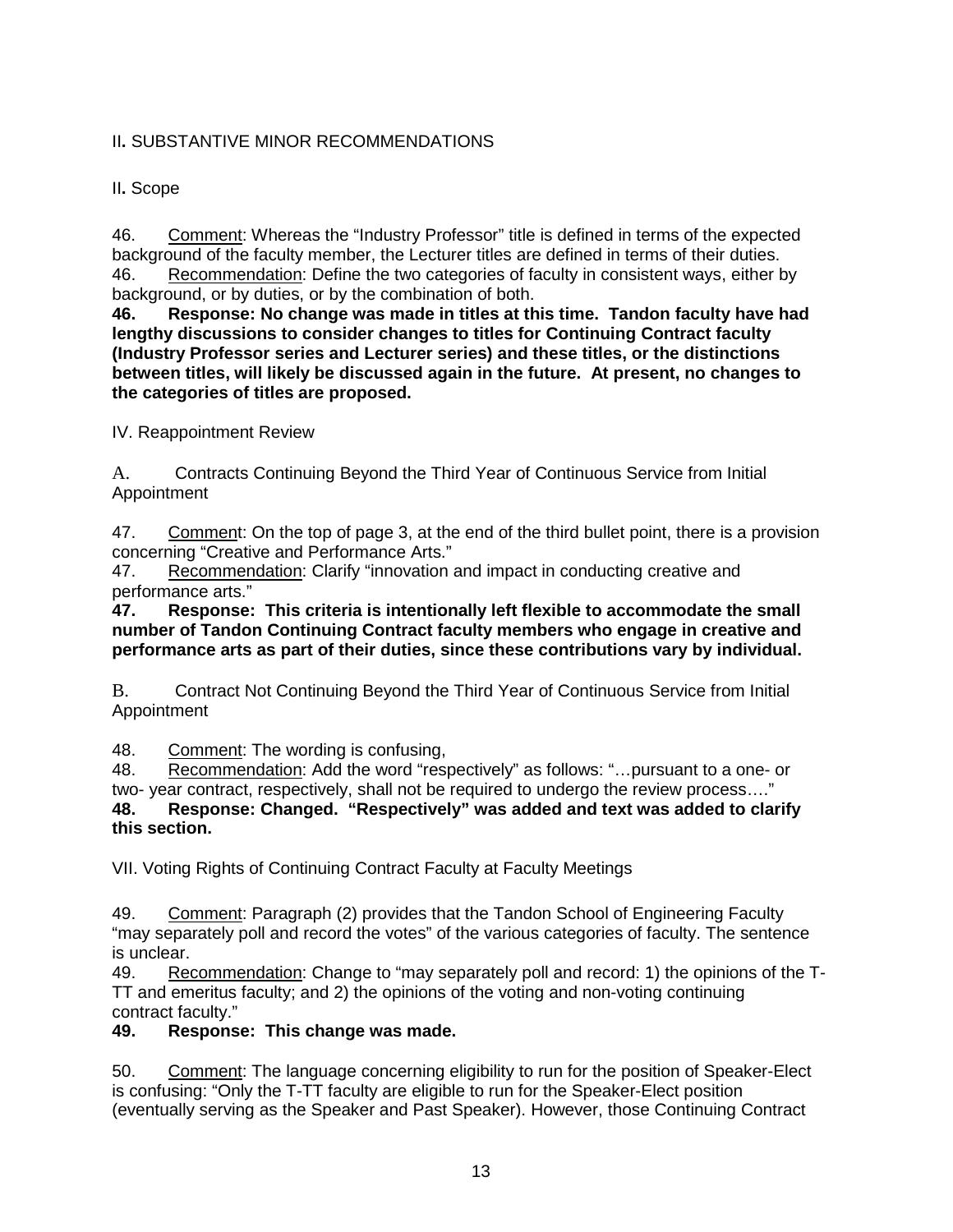## II. SUBSTANTIVE MINOR RECOMMENDATIONS

### II. Scope

46. Comment: Whereas the "Industry Professor" title is defined in terms of the expected background of the faculty member, the Lecturer titles are defined in terms of their duties.

46. Recommendation: Define the two categories of faculty in consistent ways, either by background, or by duties, or by the combination of both.

**46. Response: No change was made in titles at this time. Tandon faculty have had lengthy discussions to consider changes to titles for Continuing Contract faculty (Industry Professor series and Lecturer series) and these titles, or the distinctions between titles, will likely be discussed again in the future. At present, no changes to the categories of titles are proposed.**

### IV. Reappointment Review

A. Contracts Continuing Beyond the Third Year of Continuous Service from Initial Appointment

47. Comment: On the top of page 3, at the end of the third bullet point, there is a provision concerning "Creative and Performance Arts."

47. Recommendation: Clarify "innovation and impact in conducting creative and performance arts."

**47. Response: This criteria is intentionally left flexible to accommodate the small number of Tandon Continuing Contract faculty members who engage in creative and performance arts as part of their duties, since these contributions vary by individual.**

B. Contract Not Continuing Beyond the Third Year of Continuous Service from Initial Appointment

48. Comment: The wording is confusing,

48. Recommendation: Add the word "respectively" as follows: "…pursuant to a one- or two- year contract, respectively, shall not be required to undergo the review process…."

**48. Response: Changed. "Respectively" was added and text was added to clarify this section.**

### VII. Voting Rights of Continuing Contract Faculty at Faculty Meetings

49. Comment: Paragraph (2) provides that the Tandon School of Engineering Faculty "may separately poll and record the votes" of the various categories of faculty. The sentence is unclear.

49. Recommendation: Change to "may separately poll and record: 1) the opinions of the T-TT and emeritus faculty; and 2) the opinions of the voting and non-voting continuing contract faculty."

**49. Response: This change was made.**

50. Comment: The language concerning eligibility to run for the position of Speaker-Elect is confusing: "Only the T-TT faculty are eligible to run for the Speaker-Elect position (eventually serving as the Speaker and Past Speaker). However, those Continuing Contract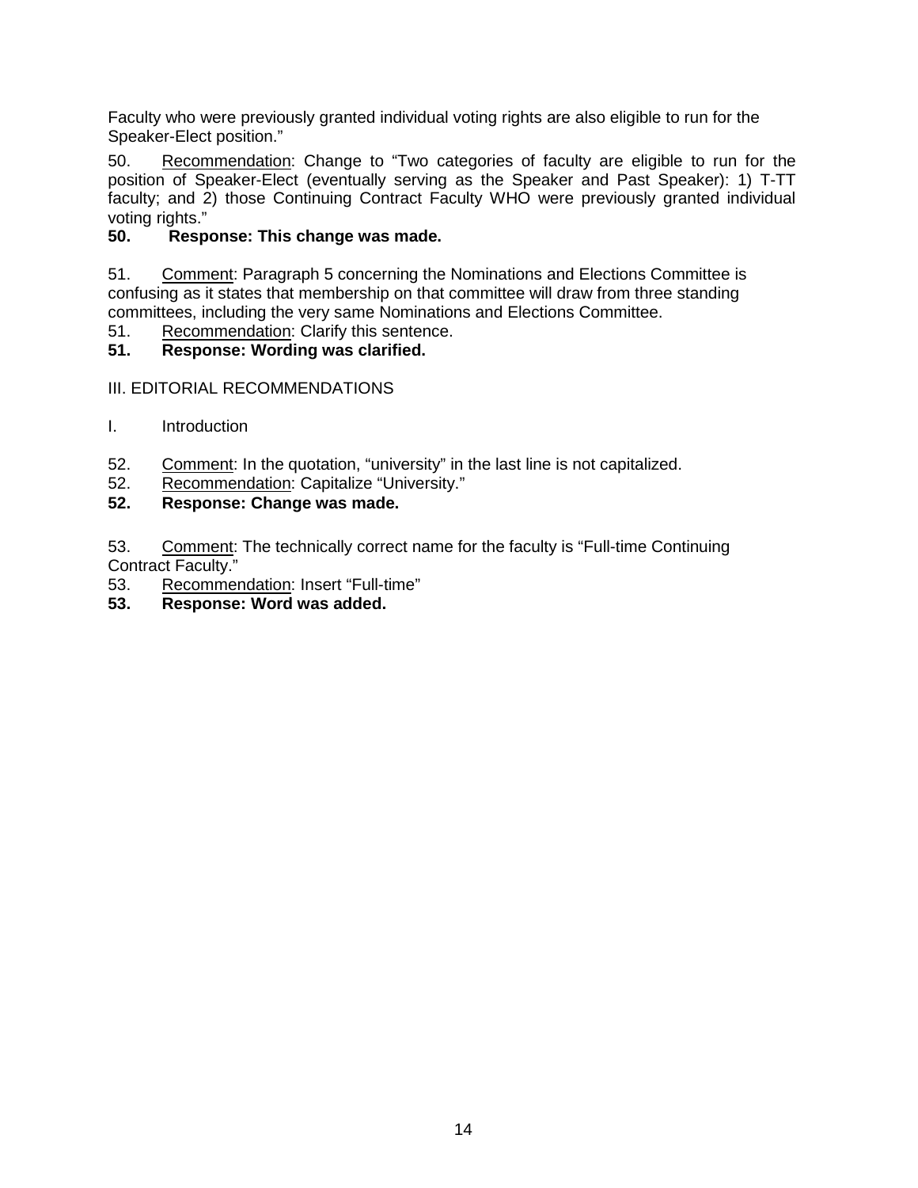Faculty who were previously granted individual voting rights are also eligible to run for the Speaker-Elect position."

50. Recommendation: Change to "Two categories of faculty are eligible to run for the position of Speaker-Elect (eventually serving as the Speaker and Past Speaker): 1) T-TT faculty; and 2) those Continuing Contract Faculty WHO were previously granted individual voting rights."

**50. Response: This change was made.**

51. Comment: Paragraph 5 concerning the Nominations and Elections Committee is confusing as it states that membership on that committee will draw from three standing committees, including the very same Nominations and Elections Committee.

51. Recommendation: Clarify this sentence.

**51. Response: Wording was clarified.**

III. EDITORIAL RECOMMENDATIONS

I. Introduction

52. Comment: In the quotation, "university" in the last line is not capitalized.

52. Recommendation: Capitalize "University."

**52. Response: Change was made.**

53. Comment: The technically correct name for the faculty is "Full-time Continuing Contract Faculty."

53. Recommendation: Insert "Full-time"

**53. Response: Word was added.**